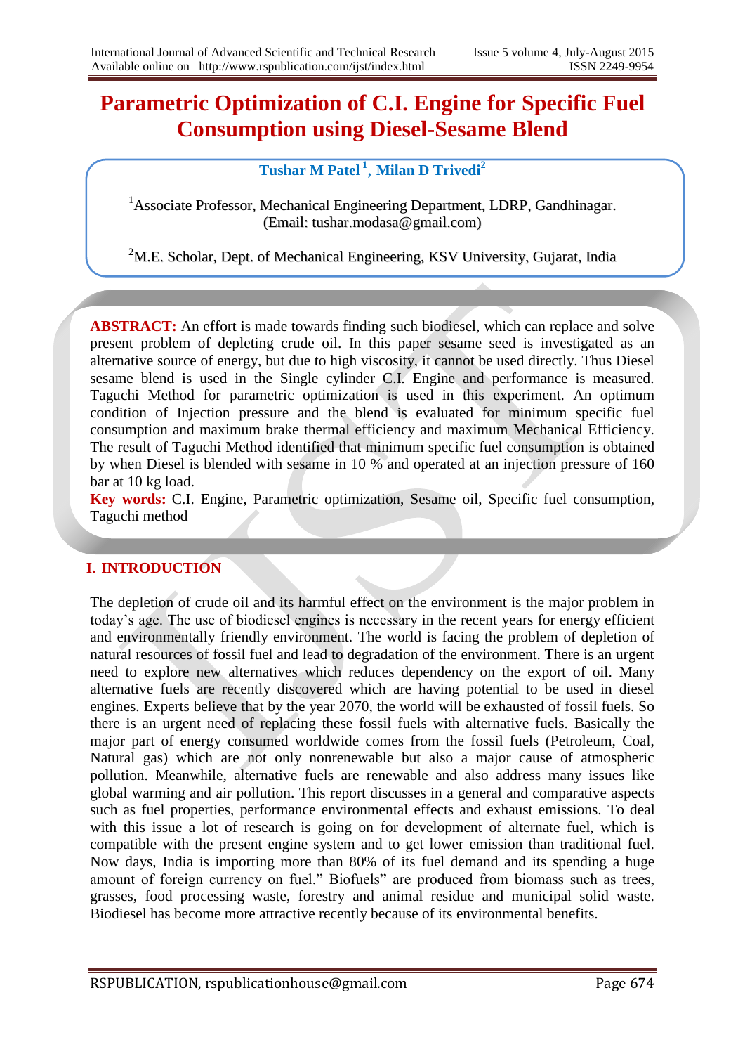# Parametric Optimization of C.I. Engine for Specific Fuel Consumption using Diesel-Sesame Blend

**Tushar M Patel [1], Milan D Trivedi[2]**

[1]Associate Professor, Mechanical Engineering Department, LDRP, Gandhinagar.
(Email: tushar.modasa@gmail.com)

[2]M.E. Scholar, Dept. of Mechanical Engineering, KSV University, Gujarat, India

**ABSTRACT:** An effort is made towards finding such biodiesel, which can replace and solve present problem of depleting crude oil. In this paper sesame seed is investigated as an alternative source of energy, but due to high viscosity, it cannot be used directly. Thus Diesel sesame blend is used in the Single cylinder C.I. Engine and performance is measured. Taguchi Method for parametric optimization is used in this experiment. An optimum condition of Injection pressure and the blend is evaluated for minimum specific fuel consumption and maximum brake thermal efficiency and maximum Mechanical Efficiency. The result of Taguchi Method identified that minimum specific fuel consumption is obtained by when Diesel is blended with sesame in 10 % and operated at an injection pressure of 160 bar at 10 kg load.

**Key words:** C.I. Engine, Parametric optimization, Sesame oil, Specific fuel consumption, Taguchi method

## I. INTRODUCTION

The depletion of crude oil and its harmful effect on the environment is the major problem in today's age. The use of biodiesel engines is necessary in the recent years for energy efficient and environmentally friendly environment. The world is facing the problem of depletion of natural resources of fossil fuel and lead to degradation of the environment. There is an urgent need to explore new alternatives which reduces dependency on the export of oil. Many alternative fuels are recently discovered which are having potential to be used in diesel engines. Experts believe that by the year 2070, the world will be exhausted of fossil fuels. So there is an urgent need of replacing these fossil fuels with alternative fuels. Basically the major part of energy consumed worldwide comes from the fossil fuels (Petroleum, Coal, Natural gas) which are not only nonrenewable but also a major cause of atmospheric pollution. Meanwhile, alternative fuels are renewable and also address many issues like global warming and air pollution. This report discusses in a general and comparative aspects such as fuel properties, performance environmental effects and exhaust emissions. To deal with this issue a lot of research is going on for development of alternate fuel, which is compatible with the present engine system and to get lower emission than traditional fuel. Now days, India is importing more than 80% of its fuel demand and its spending a huge amount of foreign currency on fuel." Biofuels" are produced from biomass such as trees, grasses, food processing waste, forestry and animal residue and municipal solid waste. Biodiesel has become more attractive recently because of its environmental benefits.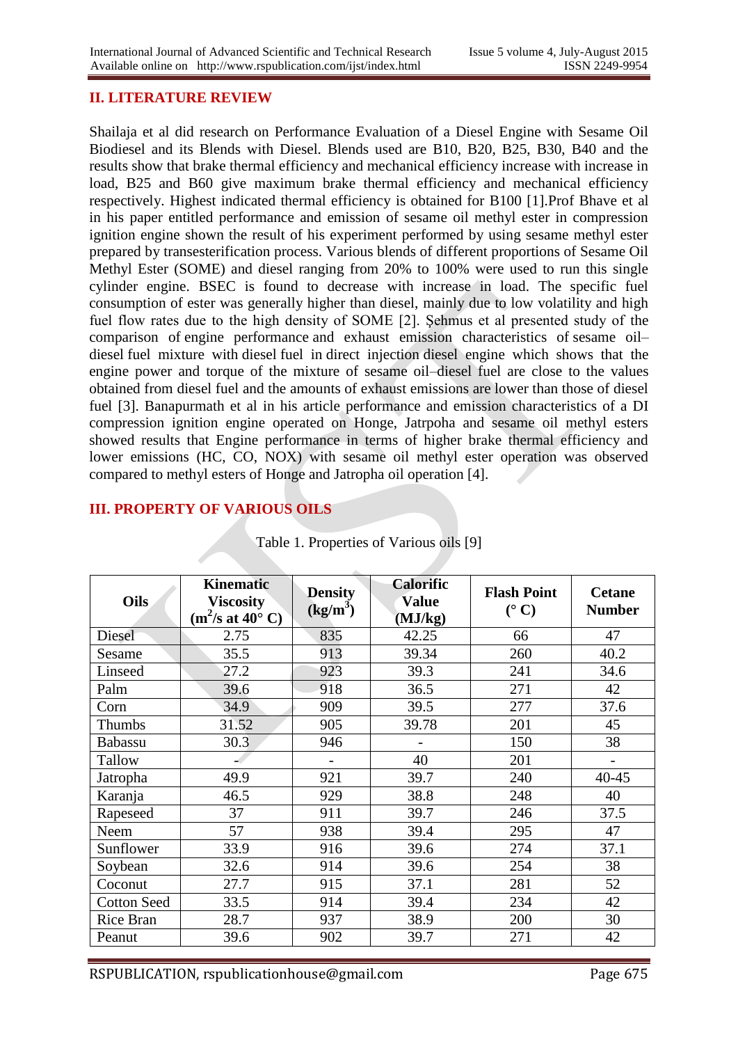## II. LITERATURE REVIEW

Shailaja et al did research on Performance Evaluation of a Diesel Engine with Sesame Oil Biodiesel and its Blends with Diesel. Blends used are B10, B20, B25, B30, B40 and the results show that brake thermal efficiency and mechanical efficiency increase with increase in load, B25 and B60 give maximum brake thermal efficiency and mechanical efficiency respectively. Highest indicated thermal efficiency is obtained for B100 [1].Prof Bhave et al in his paper entitled performance and emission of sesame oil methyl ester in compression ignition engine shown the result of his experiment performed by using sesame methyl ester prepared by transesterification process. Various blends of different proportions of Sesame Oil Methyl Ester (SOME) and diesel ranging from 20% to 100% were used to run this single cylinder engine. BSEC is found to decrease with increase in load. The specific fuel consumption of ester was generally higher than diesel, mainly due to low volatility and high fuel flow rates due to the high density of SOME [2]. Şehmus et al presented study of the comparison of engine performance and exhaust emission characteristics of sesame oil–diesel fuel mixture with diesel fuel in direct injection diesel engine which shows that the engine power and torque of the mixture of sesame oil–diesel fuel are close to the values obtained from diesel fuel and the amounts of exhaust emissions are lower than those of diesel fuel [3]. Banapurmath et al in his article performance and emission characteristics of a DI compression ignition engine operated on Honge, Jatrpoha and sesame oil methyl esters showed results that Engine performance in terms of higher brake thermal efficiency and lower emissions (HC, CO, NOX) with sesame oil methyl ester operation was observed compared to methyl esters of Honge and Jatropha oil operation [4].

## III. PROPERTY OF VARIOUS OILS

Table 1. Properties of Various oils [9]

| Oils | Kinematic Viscosity ($m^2$/s at 40° C) | Density (kg/$m^3$) | Calorific Value (MJ/kg) | Flash Point (° C) | Cetane Number |
|---|---|---|---|---|---|
| Diesel | 2.75 | 835 | 42.25 | 66 | 47 |
| Sesame | 35.5 | 913 | 39.34 | 260 | 40.2 |
| Linseed | 27.2 | 923 | 39.3 | 241 | 34.6 |
| Palm | 39.6 | 918 | 36.5 | 271 | 42 |
| Corn | 34.9 | 909 | 39.5 | 277 | 37.6 |
| Thumbs | 31.52 | 905 | 39.78 | 201 | 45 |
| Babassu | 30.3 | 946 | - | 150 | 38 |
| Tallow | - | - | 40 | 201 | - |
| Jatropha | 49.9 | 921 | 39.7 | 240 | 40-45 |
| Karanja | 46.5 | 929 | 38.8 | 248 | 40 |
| Rapeseed | 37 | 911 | 39.7 | 246 | 37.5 |
| Neem | 57 | 938 | 39.4 | 295 | 47 |
| Sunflower | 33.9 | 916 | 39.6 | 274 | 37.1 |
| Soybean | 32.6 | 914 | 39.6 | 254 | 38 |
| Coconut | 27.7 | 915 | 37.1 | 281 | 52 |
| Cotton Seed | 33.5 | 914 | 39.4 | 234 | 42 |
| Rice Bran | 28.7 | 937 | 38.9 | 200 | 30 |
| Peanut | 39.6 | 902 | 39.7 | 271 | 42 |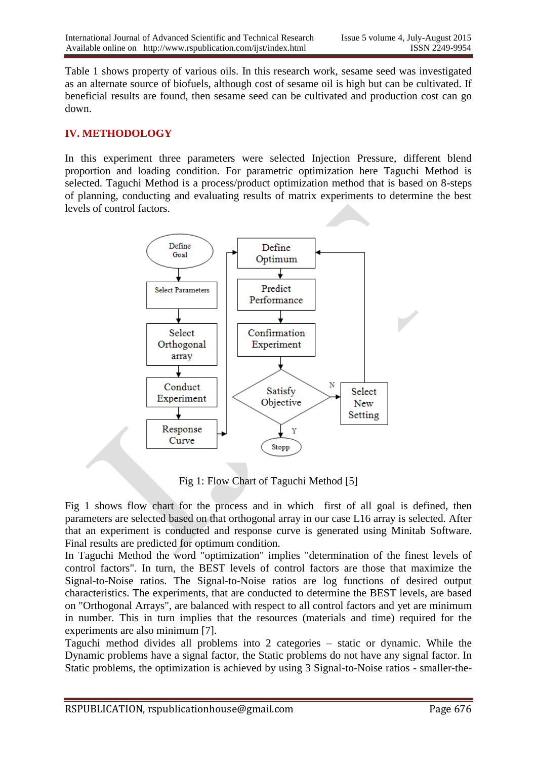Table 1 shows property of various oils. In this research work, sesame seed was investigated as an alternate source of biofuels, although cost of sesame oil is high but can be cultivated. If beneficial results are found, then sesame seed can be cultivated and production cost can go down.

## IV. METHODOLOGY

In this experiment three parameters were selected Injection Pressure, different blend proportion and loading condition. For parametric optimization here Taguchi Method is selected. Taguchi Method is a process/product optimization method that is based on 8-steps of planning, conducting and evaluating results of matrix experiments to determine the best levels of control factors.

Define Goal

Select Parameters

Select Orthogonal array

Conduct Experiment

Response Curve

Define Optimum

Predict Performance

Confirmation Experiment

Satisfy Objective

N

Y

Select New Setting

Stopp

Fig 1: Flow Chart of Taguchi Method [5]

Fig 1 shows flow chart for the process and in which first of all goal is defined, then parameters are selected based on that orthogonal array in our case L16 array is selected. After that an experiment is conducted and response curve is generated using Minitab Software. Final results are predicted for optimum condition.

In Taguchi Method the word "optimization" implies "determination of the finest levels of control factors". In turn, the BEST levels of control factors are those that maximize the Signal-to-Noise ratios. The Signal-to-Noise ratios are log functions of desired output characteristics. The experiments, that are conducted to determine the BEST levels, are based on "Orthogonal Arrays", are balanced with respect to all control factors and yet are minimum in number. This in turn implies that the resources (materials and time) required for the experiments are also minimum [7].

Taguchi method divides all problems into 2 categories – static or dynamic. While the Dynamic problems have a signal factor, the Static problems do not have any signal factor. In Static problems, the optimization is achieved by using 3 Signal-to-Noise ratios - smaller-the-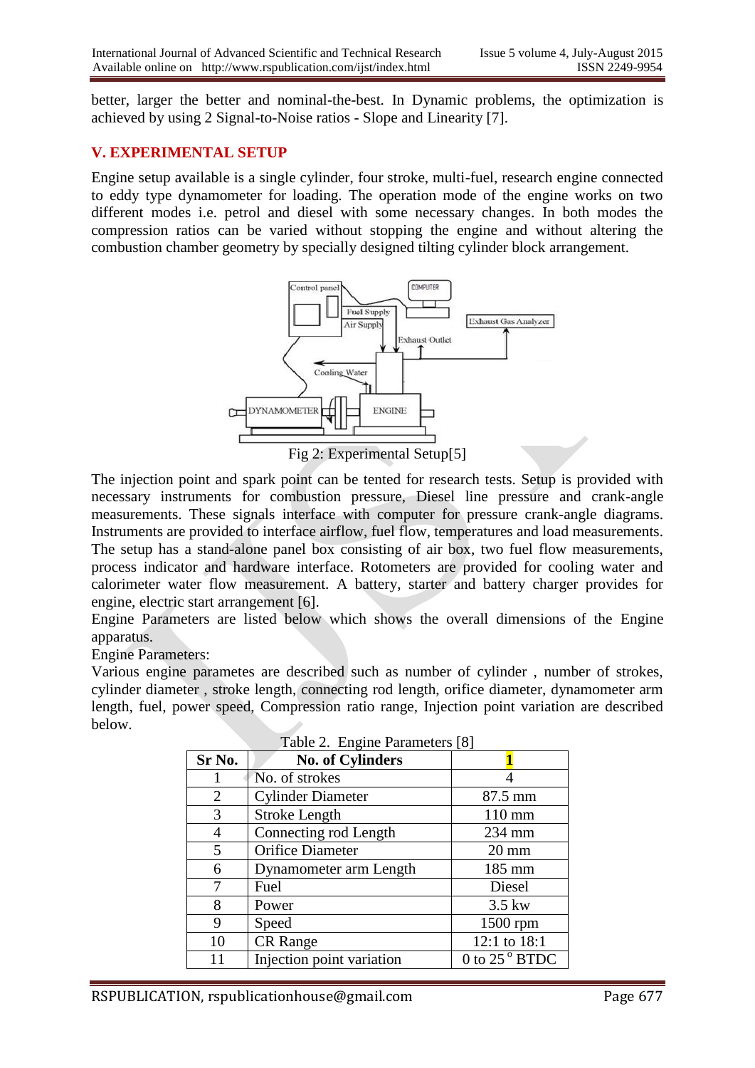better, larger the better and nominal-the-best. In Dynamic problems, the optimization is achieved by using 2 Signal-to-Noise ratios - Slope and Linearity [7].

## V. EXPERIMENTAL SETUP

Engine setup available is a single cylinder, four stroke, multi-fuel, research engine connected to eddy type dynamometer for loading. The operation mode of the engine works on two different modes i.e. petrol and diesel with some necessary changes. In both modes the compression ratios can be varied without stopping the engine and without altering the combustion chamber geometry by specially designed tilting cylinder block arrangement.

Control panel
COMPUTER
Fuel Supply
Air Supply
Exhaust Gas Analyzer
Exhaust Outlet
Cooling Water
DYNAMOMETER
ENGINE

Fig 2: Experimental Setup[5]

The injection point and spark point can be tented for research tests. Setup is provided with necessary instruments for combustion pressure, Diesel line pressure and crank-angle measurements. These signals interface with computer for pressure crank-angle diagrams. Instruments are provided to interface airflow, fuel flow, temperatures and load measurements. The setup has a stand-alone panel box consisting of air box, two fuel flow measurements, process indicator and hardware interface. Rotometers are provided for cooling water and calorimeter water flow measurement. A battery, starter and battery charger provides for engine, electric start arrangement [6].

Engine Parameters are listed below which shows the overall dimensions of the Engine apparatus.

Engine Parameters:

Various engine parametes are described such as number of cylinder , number of strokes, cylinder diameter , stroke length, connecting rod length, orifice diameter, dynamometer arm length, fuel, power speed, Compression ratio range, Injection point variation are described below.

Table 2. Engine Parameters [8]

| Sr No. | No. of Cylinders | 1 |
|---|---|---|
| 1 | No. of strokes | 4 |
| 2 | Cylinder Diameter | 87.5 mm |
| 3 | Stroke Length | 110 mm |
| 4 | Connecting rod Length | 234 mm |
| 5 | Orifice Diameter | 20 mm |
| 6 | Dynamometer arm Length | 185 mm |
| 7 | Fuel | Diesel |
| 8 | Power | 3.5 kw |
| 9 | Speed | 1500 rpm |
| 10 | CR Range | 12:1 to 18:1 |
| 11 | Injection point variation | 0 to 25 $^{o}$ BTDC |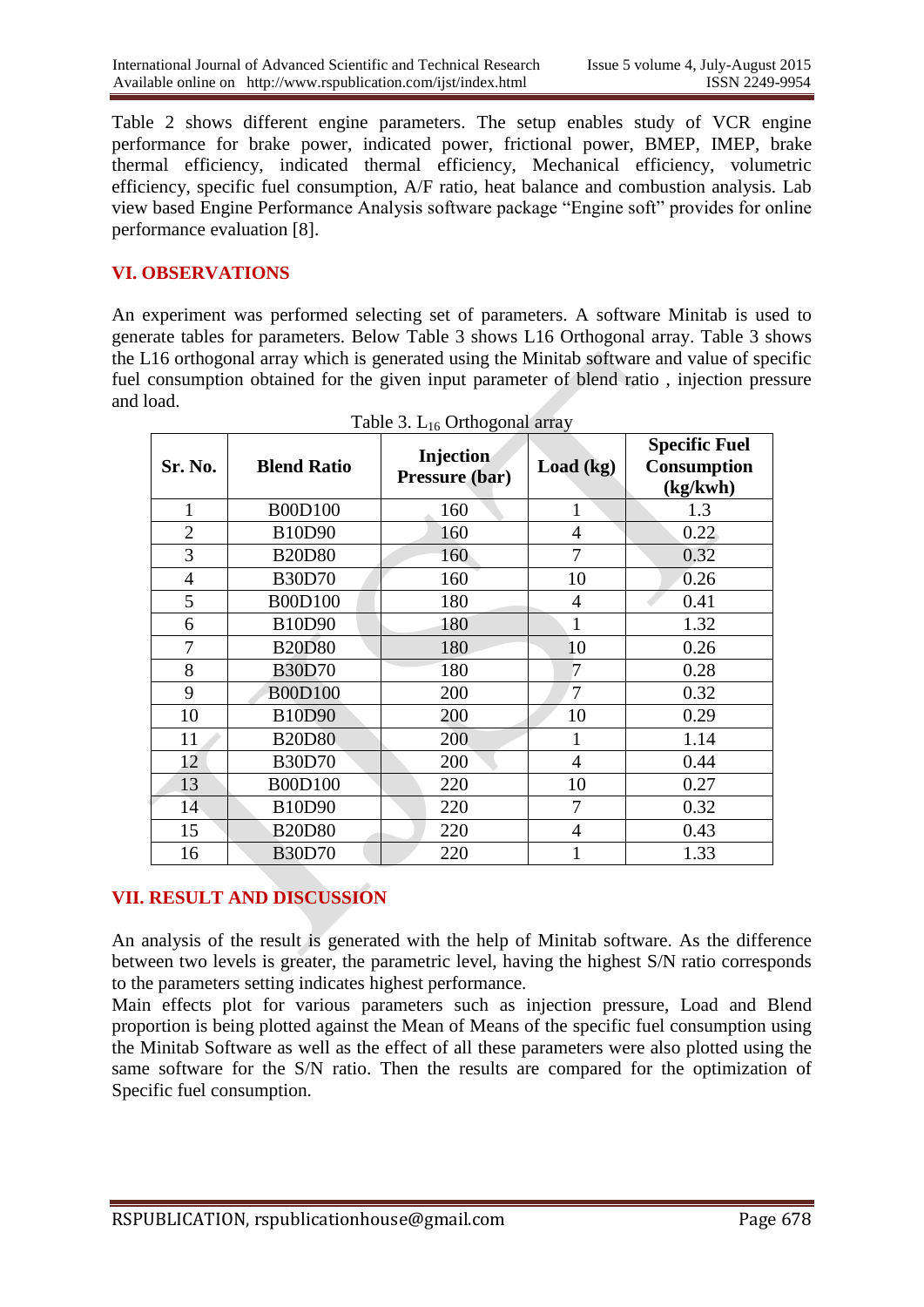Table 2 shows different engine parameters. The setup enables study of VCR engine performance for brake power, indicated power, frictional power, BMEP, IMEP, brake thermal efficiency, indicated thermal efficiency, Mechanical efficiency, volumetric efficiency, specific fuel consumption, A/F ratio, heat balance and combustion analysis. Lab view based Engine Performance Analysis software package "Engine soft" provides for online performance evaluation [8].

## VI. OBSERVATIONS

An experiment was performed selecting set of parameters. A software Minitab is used to generate tables for parameters. Below Table 3 shows L16 Orthogonal array. Table 3 shows the L16 orthogonal array which is generated using the Minitab software and value of specific fuel consumption obtained for the given input parameter of blend ratio , injection pressure and load.

Table 3. $L_{16}$ Orthogonal array

| Sr. No. | Blend Ratio | Injection Pressure (bar) | Load (kg) | Specific Fuel Consumption (kg/kwh) |
|---|---|---|---|---|
| 1 | B00D100 | 160 | 1 | 1.3 |
| 2 | B10D90 | 160 | 4 | 0.22 |
| 3 | B20D80 | 160 | 7 | 0.32 |
| 4 | B30D70 | 160 | 10 | 0.26 |
| 5 | B00D100 | 180 | 4 | 0.41 |
| 6 | B10D90 | 180 | 1 | 1.32 |
| 7 | B20D80 | 180 | 10 | 0.26 |
| 8 | B30D70 | 180 | 7 | 0.28 |
| 9 | B00D100 | 200 | 7 | 0.32 |
| 10 | B10D90 | 200 | 10 | 0.29 |
| 11 | B20D80 | 200 | 1 | 1.14 |
| 12 | B30D70 | 200 | 4 | 0.44 |
| 13 | B00D100 | 220 | 10 | 0.27 |
| 14 | B10D90 | 220 | 7 | 0.32 |
| 15 | B20D80 | 220 | 4 | 0.43 |
| 16 | B30D70 | 220 | 1 | 1.33 |

## VII. RESULT AND DISCUSSION

An analysis of the result is generated with the help of Minitab software. As the difference between two levels is greater, the parametric level, having the highest S/N ratio corresponds to the parameters setting indicates highest performance.

Main effects plot for various parameters such as injection pressure, Load and Blend proportion is being plotted against the Mean of Means of the specific fuel consumption using the Minitab Software as well as the effect of all these parameters were also plotted using the same software for the S/N ratio. Then the results are compared for the optimization of Specific fuel consumption.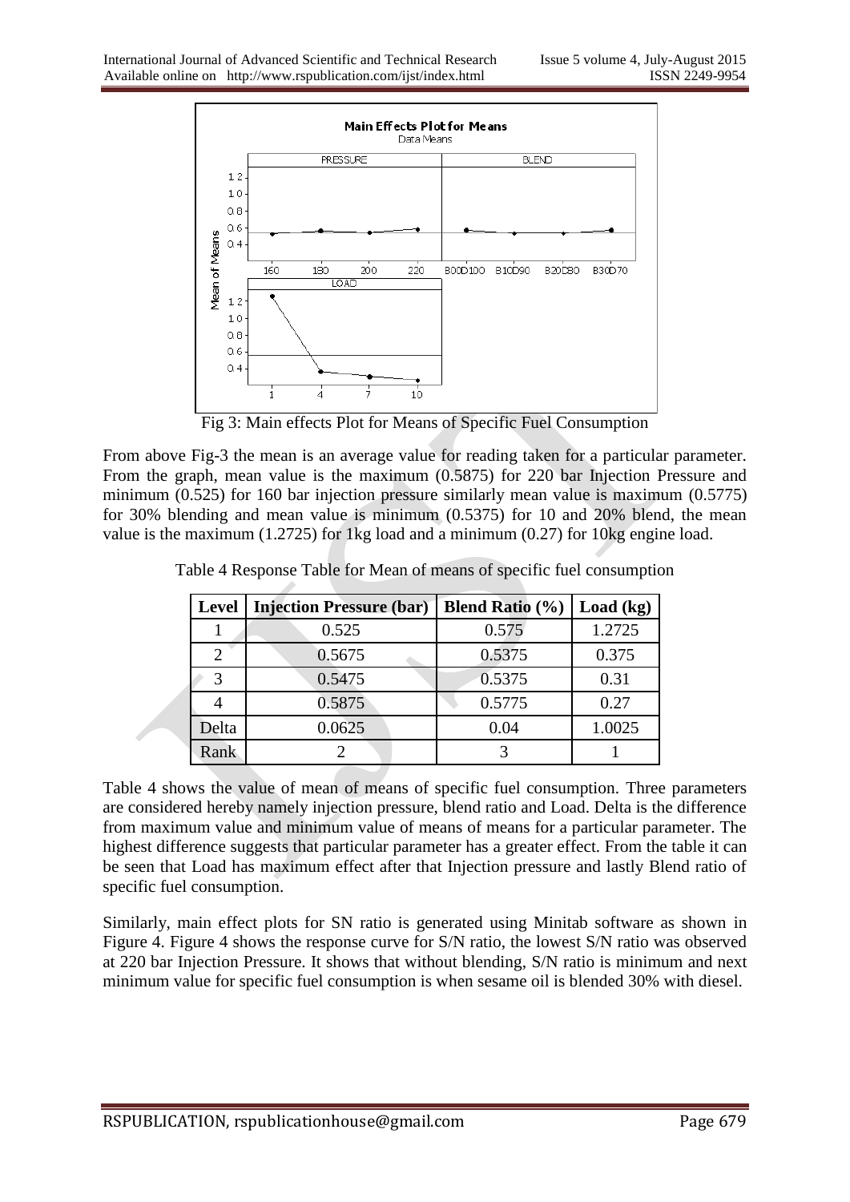Fig 3: Main effects Plot for Means of Specific Fuel Consumption

From above Fig-3 the mean is an average value for reading taken for a particular parameter. From the graph, mean value is the maximum (0.5875) for 220 bar Injection Pressure and minimum (0.525) for 160 bar injection pressure similarly mean value is maximum (0.5775) for 30% blending and mean value is minimum (0.5375) for 10 and 20% blend, the mean value is the maximum (1.2725) for 1kg load and a minimum (0.27) for 10kg engine load.

Table 4 Response Table for Mean of means of specific fuel consumption

| Level | Injection Pressure (bar) | Blend Ratio (%) | Load (kg) |
|---|---|---|---|
| 1 | 0.525 | 0.575 | 1.2725 |
| 2 | 0.5675 | 0.5375 | 0.375 |
| 3 | 0.5475 | 0.5375 | 0.31 |
| 4 | 0.5875 | 0.5775 | 0.27 |
| Delta | 0.0625 | 0.04 | 1.0025 |
| Rank | 2 | 3 | 1 |

Table 4 shows the value of mean of means of specific fuel consumption. Three parameters are considered hereby namely injection pressure, blend ratio and Load. Delta is the difference from maximum value and minimum value of means of means for a particular parameter. The highest difference suggests that particular parameter has a greater effect. From the table it can be seen that Load has maximum effect after that Injection pressure and lastly Blend ratio of specific fuel consumption.

Similarly, main effect plots for SN ratio is generated using Minitab software as shown in Figure 4. Figure 4 shows the response curve for S/N ratio, the lowest S/N ratio was observed at 220 bar Injection Pressure. It shows that without blending, S/N ratio is minimum and next minimum value for specific fuel consumption is when sesame oil is blended 30% with diesel.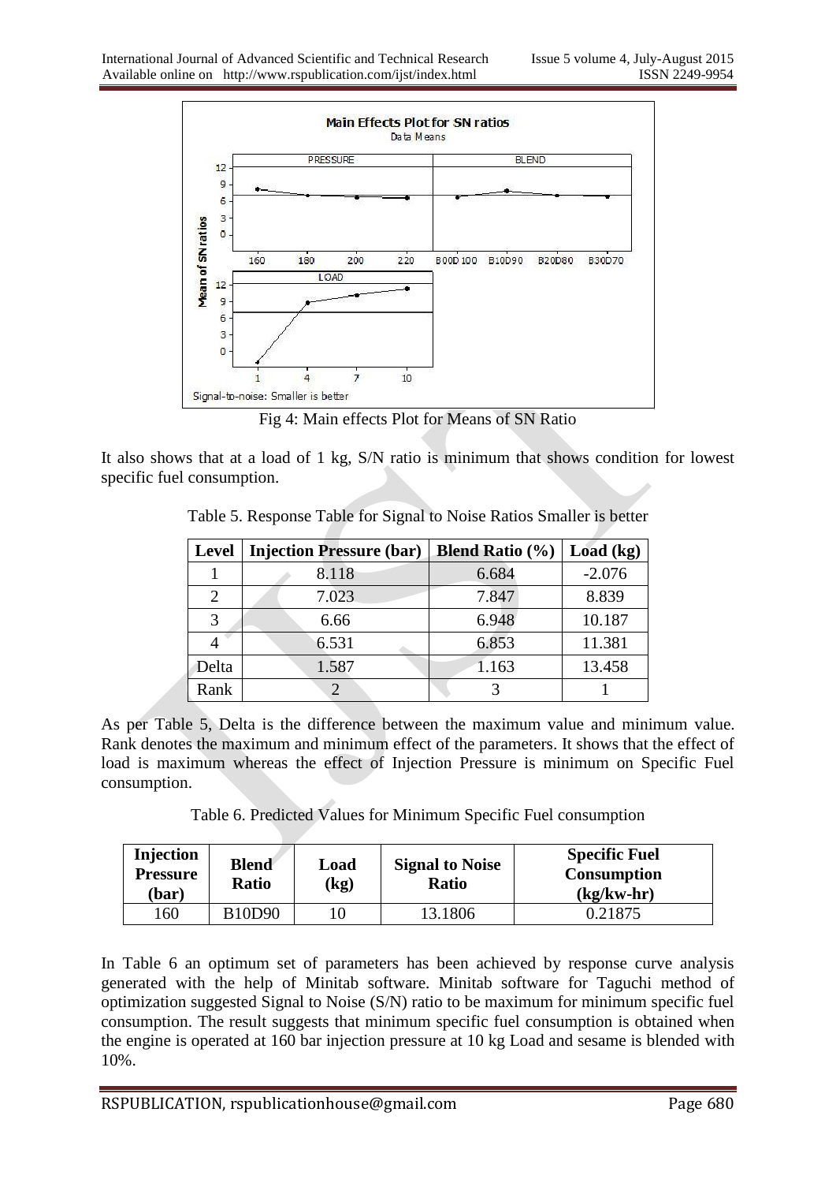Main Effects Plot for SN ratios

Data Means

PRESSURE

BLEND

12
9
6
3
0

160 180 200 220

B00D100 B10D90 B20D80 B30D70

Mean of SN ratios

LOAD

12
9
6
3
0

1 4 7 10

Signal-to-noise: Smaller is better

Fig 4: Main effects Plot for Means of SN Ratio

It also shows that at a load of 1 kg, S/N ratio is minimum that shows condition for lowest specific fuel consumption.

Table 5. Response Table for Signal to Noise Ratios Smaller is better

| Level | Injection Pressure (bar) | Blend Ratio (%) | Load (kg) |
|---|---|---|---|
| 1 | 8.118 | 6.684 | -2.076 |
| 2 | 7.023 | 7.847 | 8.839 |
| 3 | 6.66 | 6.948 | 10.187 |
| 4 | 6.531 | 6.853 | 11.381 |
| Delta | 1.587 | 1.163 | 13.458 |
| Rank | 2 | 3 | 1 |

As per Table 5, Delta is the difference between the maximum value and minimum value. Rank denotes the maximum and minimum effect of the parameters. It shows that the effect of load is maximum whereas the effect of Injection Pressure is minimum on Specific Fuel consumption.

Table 6. Predicted Values for Minimum Specific Fuel consumption

| Injection Pressure (bar) | Blend Ratio | Load (kg) | Signal to Noise Ratio | Specific Fuel Consumption (kg/kw-hr) |
|---|---|---|---|---|
| 160 | B10D90 | 10 | 13.1806 | 0.21875 |

In Table 6 an optimum set of parameters has been achieved by response curve analysis generated with the help of Minitab software. Minitab software for Taguchi method of optimization suggested Signal to Noise (S/N) ratio to be maximum for minimum specific fuel consumption. The result suggests that minimum specific fuel consumption is obtained when the engine is operated at 160 bar injection pressure at 10 kg Load and sesame is blended with 10%.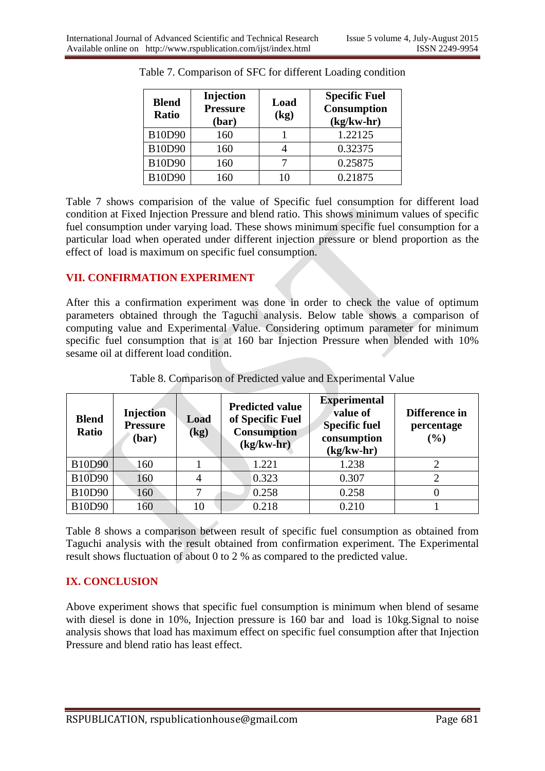Table 7. Comparison of SFC for different Loading condition

| Blend Ratio | Injection Pressure (bar) | Load (kg) | Specific Fuel Consumption (kg/kw-hr) |
|---|---|---|---|
| B10D90 | 160 | 1 | 1.22125 |
| B10D90 | 160 | 4 | 0.32375 |
| B10D90 | 160 | 7 | 0.25875 |
| B10D90 | 160 | 10 | 0.21875 |

Table 7 shows comparision of the value of Specific fuel consumption for different load condition at Fixed Injection Pressure and blend ratio. This shows minimum values of specific fuel consumption under varying load. These shows minimum specific fuel consumption for a particular load when operated under different injection pressure or blend proportion as the effect of load is maximum on specific fuel consumption.

## VII. CONFIRMATION EXPERIMENT

After this a confirmation experiment was done in order to check the value of optimum parameters obtained through the Taguchi analysis. Below table shows a comparison of computing value and Experimental Value. Considering optimum parameter for minimum specific fuel consumption that is at 160 bar Injection Pressure when blended with 10% sesame oil at different load condition.

Table 8. Comparison of Predicted value and Experimental Value

| Blend Ratio | Injection Pressure (bar) | Load (kg) | Predicted value of Specific Fuel Consumption (kg/kw-hr) | Experimental value of Specific fuel consumption (kg/kw-hr) | Difference in percentage (%) |
|---|---|---|---|---|---|
| B10D90 | 160 | 1 | 1.221 | 1.238 | 2 |
| B10D90 | 160 | 4 | 0.323 | 0.307 | 2 |
| B10D90 | 160 | 7 | 0.258 | 0.258 | 0 |
| B10D90 | 160 | 10 | 0.218 | 0.210 | 1 |

Table 8 shows a comparison between result of specific fuel consumption as obtained from Taguchi analysis with the result obtained from confirmation experiment. The Experimental result shows fluctuation of about 0 to 2 % as compared to the predicted value.

## IX. CONCLUSION

Above experiment shows that specific fuel consumption is minimum when blend of sesame with diesel is done in 10%, Injection pressure is 160 bar and load is 10kg.Signal to noise analysis shows that load has maximum effect on specific fuel consumption after that Injection Pressure and blend ratio has least effect.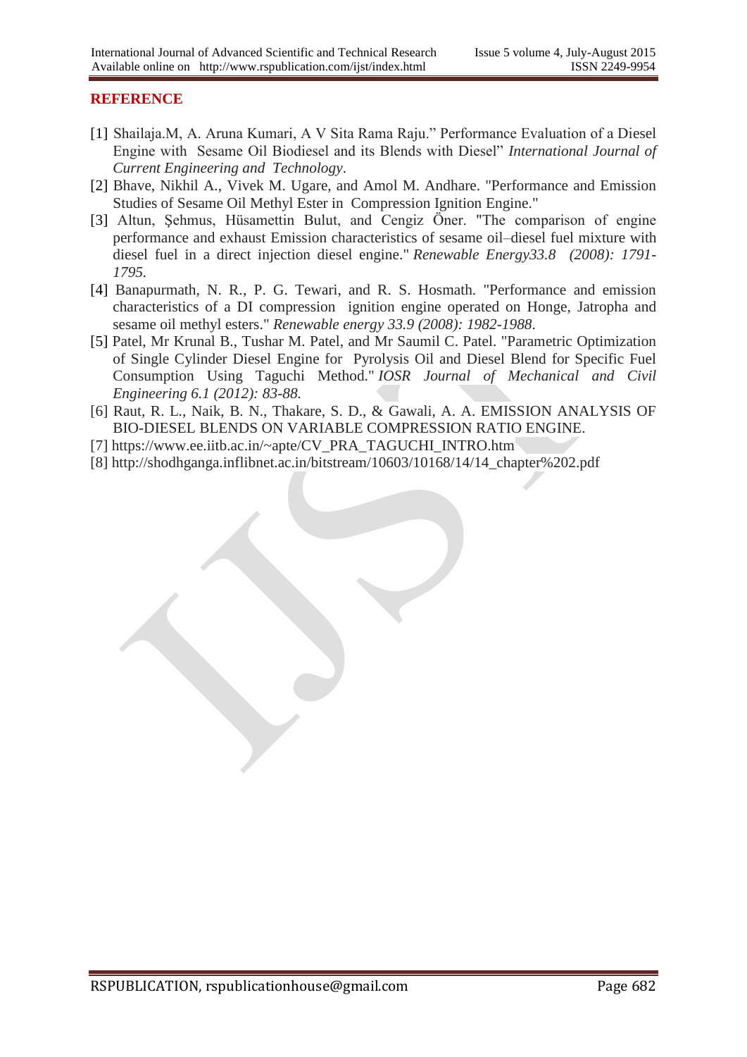## REFERENCE

[1] Shailaja.M, A. Aruna Kumari, A V Sita Rama Raju." Performance Evaluation of a Diesel Engine with Sesame Oil Biodiesel and its Blends with Diesel" *International Journal of Current Engineering and Technology*.

[2] Bhave, Nikhil A., Vivek M. Ugare, and Amol M. Andhare. "Performance and Emission Studies of Sesame Oil Methyl Ester in Compression Ignition Engine."

[3] Altun, Şehmus, Hüsamettin Bulut, and Cengiz Öner. "The comparison of engine performance and exhaust Emission characteristics of sesame oil–diesel fuel mixture with diesel fuel in a direct injection diesel engine." *Renewable Energy33.8 (2008): 1791-1795.*

[4] Banapurmath, N. R., P. G. Tewari, and R. S. Hosmath. "Performance and emission characteristics of a DI compression ignition engine operated on Honge, Jatropha and sesame oil methyl esters." *Renewable energy 33.9 (2008): 1982-1988.*

[5] Patel, Mr Krunal B., Tushar M. Patel, and Mr Saumil C. Patel. "Parametric Optimization of Single Cylinder Diesel Engine for Pyrolysis Oil and Diesel Blend for Specific Fuel Consumption Using Taguchi Method." *IOSR Journal of Mechanical and Civil Engineering 6.1 (2012): 83-88.*

[6] Raut, R. L., Naik, B. N., Thakare, S. D., & Gawali, A. A. EMISSION ANALYSIS OF BIO-DIESEL BLENDS ON VARIABLE COMPRESSION RATIO ENGINE.

[7] https://www.ee.iitb.ac.in/~apte/CV_PRA_TAGUCHI_INTRO.htm

[8] http://shodhganga.inflibnet.ac.in/bitstream/10603/10168/14/14_chapter%202.pdf